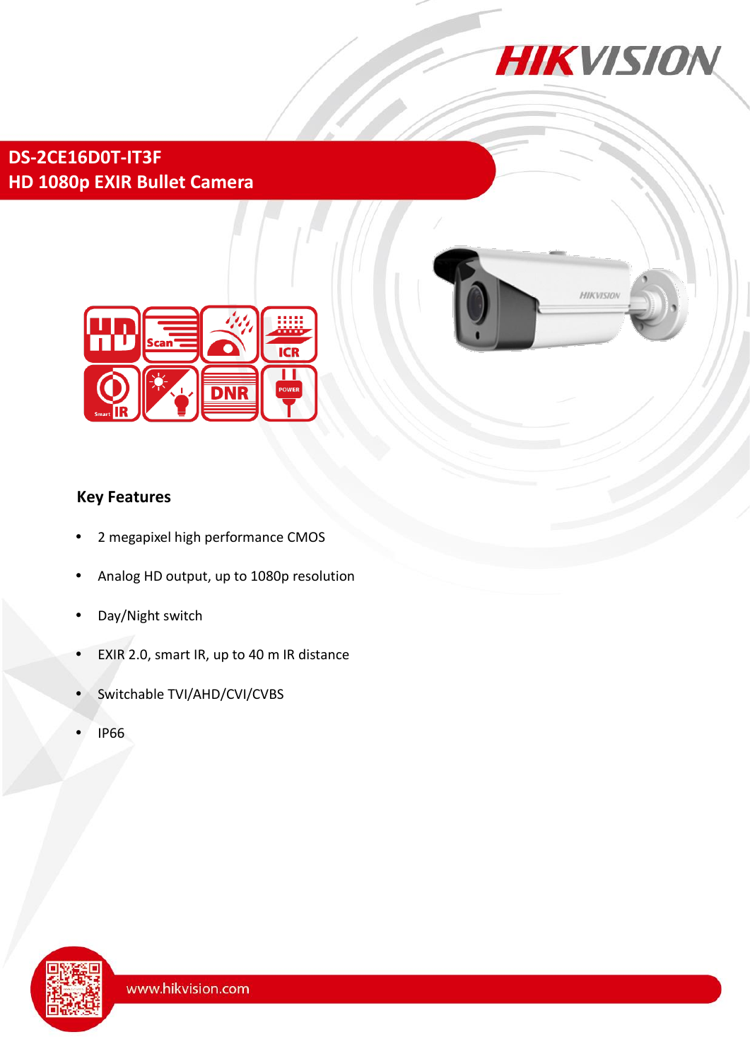# DS-2CE16D0T-IT3F
## HD 1080p EXIR Bullet Camera

### Key Features

- 2 megapixel high performance CMOS
- Analog HD output, up to 1080p resolution
- Day/Night switch
- EXIR 2.0, smart IR, up to 40 m IR distance
- Switchable TVI/AHD/CVI/CVBS
- IP66

www.hikvision.com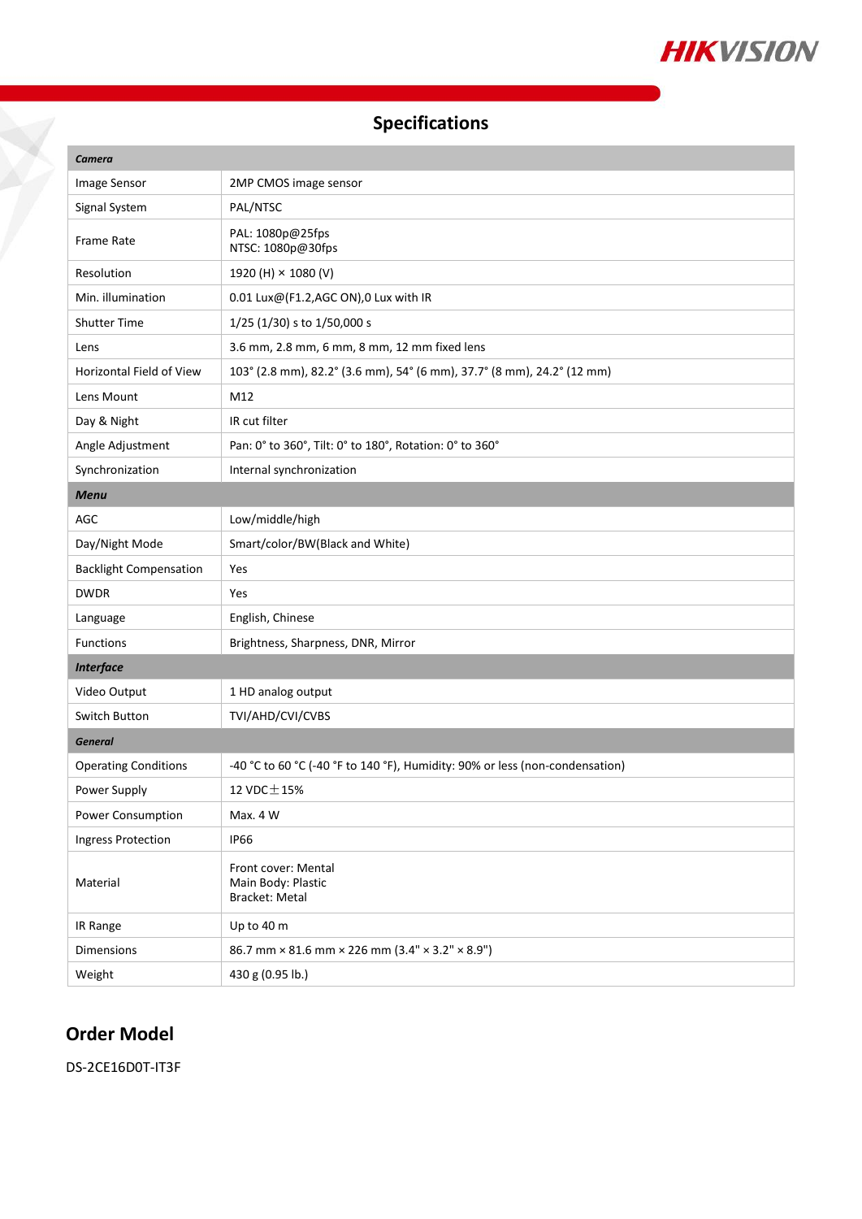## Specifications

| **Camera** | |
|---|---|
| Image Sensor | 2MP CMOS image sensor |
| Signal System | PAL/NTSC |
| Frame Rate | PAL: 1080p@25fps<br>NTSC: 1080p@30fps |
| Resolution | 1920 (H) × 1080 (V) |
| Min. illumination | 0.01 Lux@(F1.2,AGC ON),0 Lux with IR |
| Shutter Time | 1/25 (1/30) s to 1/50,000 s |
| Lens | 3.6 mm, 2.8 mm, 6 mm, 8 mm, 12 mm fixed lens |
| Horizontal Field of View | 103° (2.8 mm), 82.2° (3.6 mm), 54° (6 mm), 37.7° (8 mm), 24.2° (12 mm) |
| Lens Mount | M12 |
| Day & Night | IR cut filter |
| Angle Adjustment | Pan: 0° to 360°, Tilt: 0° to 180°, Rotation: 0° to 360° |
| Synchronization | Internal synchronization |
| **Menu** | |
| AGC | Low/middle/high |
| Day/Night Mode | Smart/color/BW(Black and White) |
| Backlight Compensation | Yes |
| DWDR | Yes |
| Language | English, Chinese |
| Functions | Brightness, Sharpness, DNR, Mirror |
| **Interface** | |
| Video Output | 1 HD analog output |
| Switch Button | TVI/AHD/CVI/CVBS |
| **General** | |
| Operating Conditions | -40 °C to 60 °C (-40 °F to 140 °F), Humidity: 90% or less (non-condensation) |
| Power Supply | 12 VDC±15% |
| Power Consumption | Max. 4 W |
| Ingress Protection | IP66 |
| Material | Front cover: Mental<br>Main Body: Plastic<br>Bracket: Metal |
| IR Range | Up to 40 m |
| Dimensions | 86.7 mm × 81.6 mm × 226 mm (3.4" × 3.2" × 8.9") |
| Weight | 430 g (0.95 lb.) |

## Order Model

DS-2CE16D0T-IT3F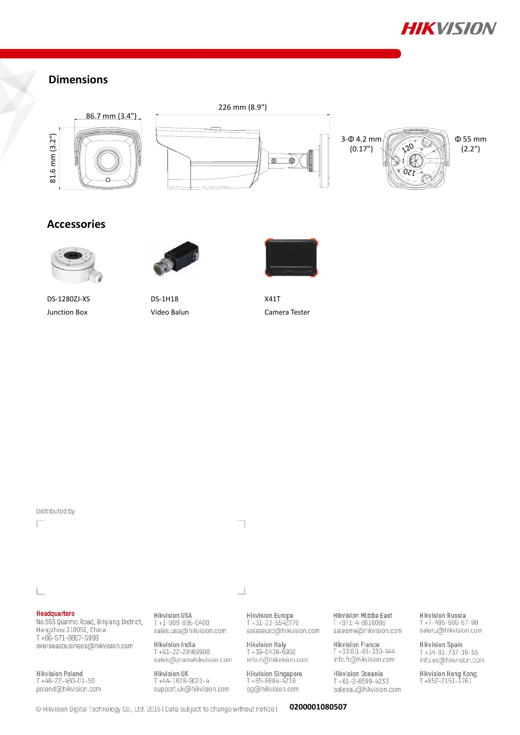## Dimensions

86.7 mm (3.4")

81.6 mm (3.2")

226 mm (8.9")

3-Φ 4.2 mm (0.17")

Φ 55 mm (2.2")

120

120

## Accessories

DS-1280ZJ-XS

Junction Box

DS-1H18

Video Balun

X41T

Camera Tester

Distributed by

**Headquarters**
No.555 Qianmo Road, Binjiang District, Hangzhou 310051, China
T +86-571-8807-5998
overseasbusiness@hikvision.com

**Hikvision USA**
T +1-909-895-0400
sales.usa@hikvision.com

**Hikvision India**
T +91-22-28469900
sales@pramahikvision.com

**Hikvision Europe**
T +31-23-5542770
saleseuro@hikvision.com

**Hikvision Italy**
T +39-0438-6902
info.it@hikvision.com

**Hikvision Middle East**
T +971-4-8816086
salesme@hikvision.com

**Hikvision France**
T +33(0)1-85-330-444
info.fr@hikvision.com

**Hikvision Russia**
T +7-495-669-67-99
saleru@hikvision.com

**Hikvision Spain**
T +34-91-737-16-55
info.es@hikvision.com

**Hikvision Poland**
T +48-22-460-01-50
poland@hikvision.com

**Hikvision UK**
T +44-1628-9021-4
support.uk@hikvision.com

**Hikvision Singapore**
T +65-6684-4718
sg@hikvision.com

**Hikvision Oceania**
T +61-2-8599-4233
salesau@hikvision.com

**Hikvision Hong Kong**
T +852-2151-1761

© Hikvision Digital Technology Co., Ltd. 2015 | Data subject to change without notice | **0200001080507**